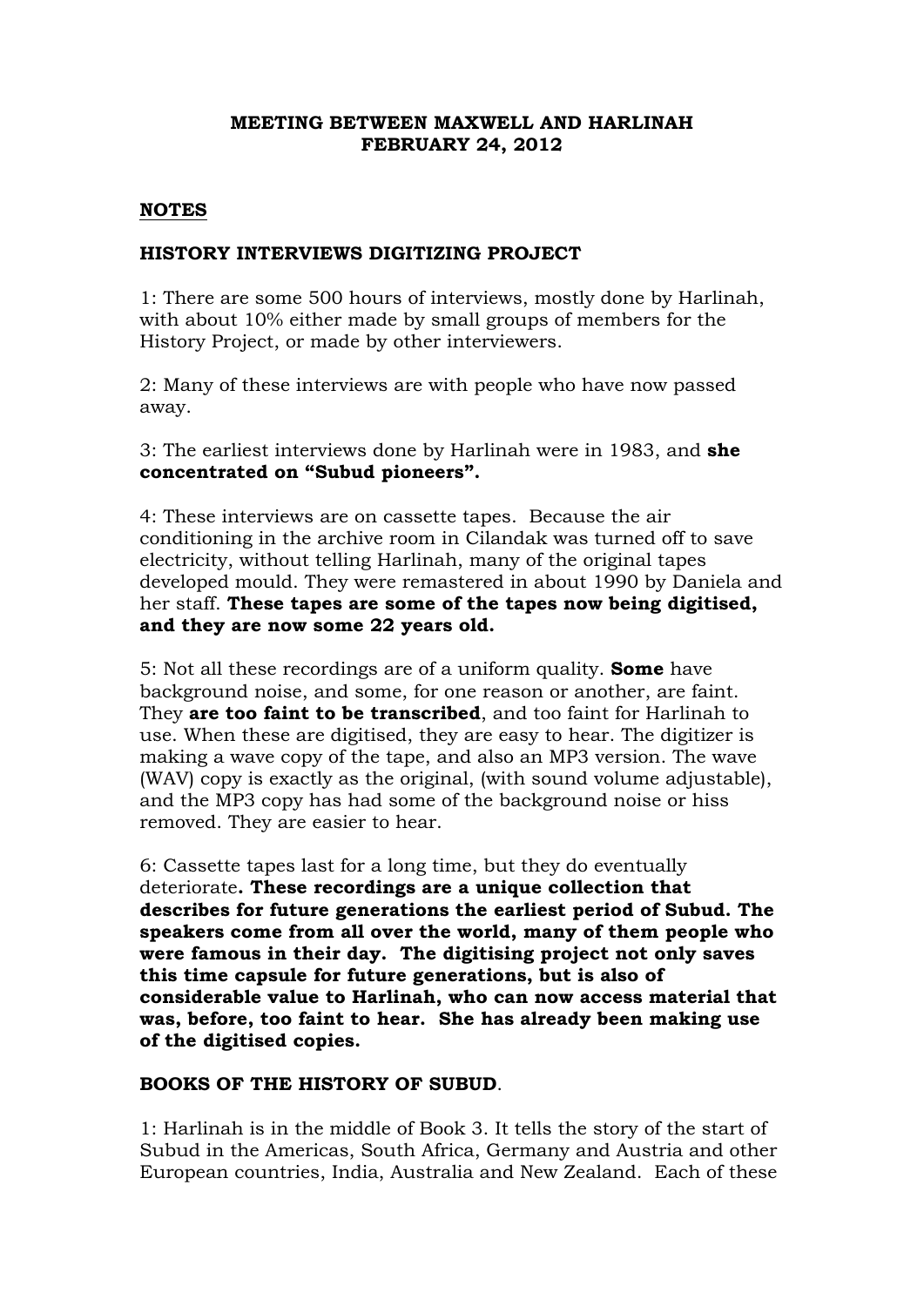**MEETING BETWEEN MAXWELL AND HARLINAH**
**FEBRUARY 24, 2012**

**<u>NOTES</u>**

**HISTORY INTERVIEWS DIGITIZING PROJECT**

1: There are some 500 hours of interviews, mostly done by Harlinah, with about 10% either made by small groups of members for the History Project, or made by other interviewers.

2: Many of these interviews are with people who have now passed away.

3: The earliest interviews done by Harlinah were in 1983, and **she concentrated on "Subud pioneers".**

4: These interviews are on cassette tapes. Because the air conditioning in the archive room in Cilandak was turned off to save electricity, without telling Harlinah, many of the original tapes developed mould. They were remastered in about 1990 by Daniela and her staff. **These tapes are some of the tapes now being digitised, and they are now some 22 years old.**

5: Not all these recordings are of a uniform quality. **Some** have background noise, and some, for one reason or another, are faint. They **are too faint to be transcribed**, and too faint for Harlinah to use. When these are digitised, they are easy to hear. The digitizer is making a wave copy of the tape, and also an MP3 version. The wave (WAV) copy is exactly as the original, (with sound volume adjustable), and the MP3 copy has had some of the background noise or hiss removed. They are easier to hear.

6: Cassette tapes last for a long time, but they do eventually deteriorate**. These recordings are a unique collection that describes for future generations the earliest period of Subud. The speakers come from all over the world, many of them people who were famous in their day. The digitising project not only saves this time capsule for future generations, but is also of considerable value to Harlinah, who can now access material that was, before, too faint to hear. She has already been making use of the digitised copies.**

**BOOKS OF THE HISTORY OF SUBUD**.

1: Harlinah is in the middle of Book 3. It tells the story of the start of Subud in the Americas, South Africa, Germany and Austria and other European countries, India, Australia and New Zealand. Each of these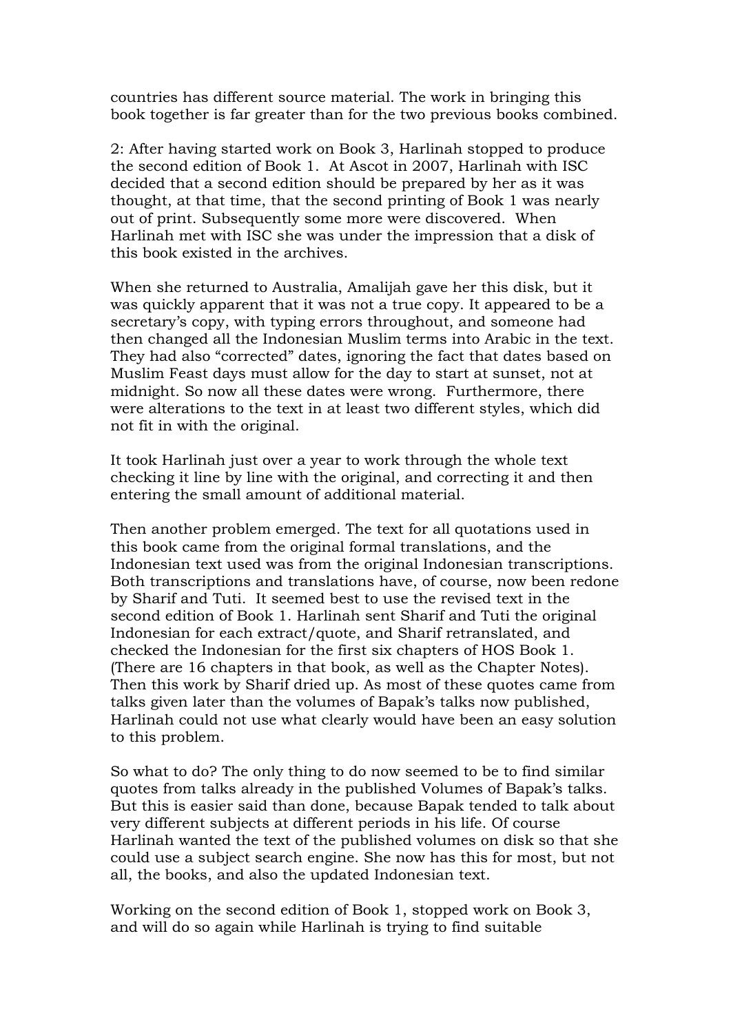countries has different source material. The work in bringing this book together is far greater than for the two previous books combined.

2: After having started work on Book 3, Harlinah stopped to produce the second edition of Book 1. At Ascot in 2007, Harlinah with ISC decided that a second edition should be prepared by her as it was thought, at that time, that the second printing of Book 1 was nearly out of print. Subsequently some more were discovered. When Harlinah met with ISC she was under the impression that a disk of this book existed in the archives.

When she returned to Australia, Amalijah gave her this disk, but it was quickly apparent that it was not a true copy. It appeared to be a secretary's copy, with typing errors throughout, and someone had then changed all the Indonesian Muslim terms into Arabic in the text. They had also "corrected" dates, ignoring the fact that dates based on Muslim Feast days must allow for the day to start at sunset, not at midnight. So now all these dates were wrong. Furthermore, there were alterations to the text in at least two different styles, which did not fit in with the original.

It took Harlinah just over a year to work through the whole text checking it line by line with the original, and correcting it and then entering the small amount of additional material.

Then another problem emerged. The text for all quotations used in this book came from the original formal translations, and the Indonesian text used was from the original Indonesian transcriptions. Both transcriptions and translations have, of course, now been redone by Sharif and Tuti. It seemed best to use the revised text in the second edition of Book 1. Harlinah sent Sharif and Tuti the original Indonesian for each extract/quote, and Sharif retranslated, and checked the Indonesian for the first six chapters of HOS Book 1. (There are 16 chapters in that book, as well as the Chapter Notes). Then this work by Sharif dried up. As most of these quotes came from talks given later than the volumes of Bapak's talks now published, Harlinah could not use what clearly would have been an easy solution to this problem.

So what to do? The only thing to do now seemed to be to find similar quotes from talks already in the published Volumes of Bapak's talks. But this is easier said than done, because Bapak tended to talk about very different subjects at different periods in his life. Of course Harlinah wanted the text of the published volumes on disk so that she could use a subject search engine. She now has this for most, but not all, the books, and also the updated Indonesian text.

Working on the second edition of Book 1, stopped work on Book 3, and will do so again while Harlinah is trying to find suitable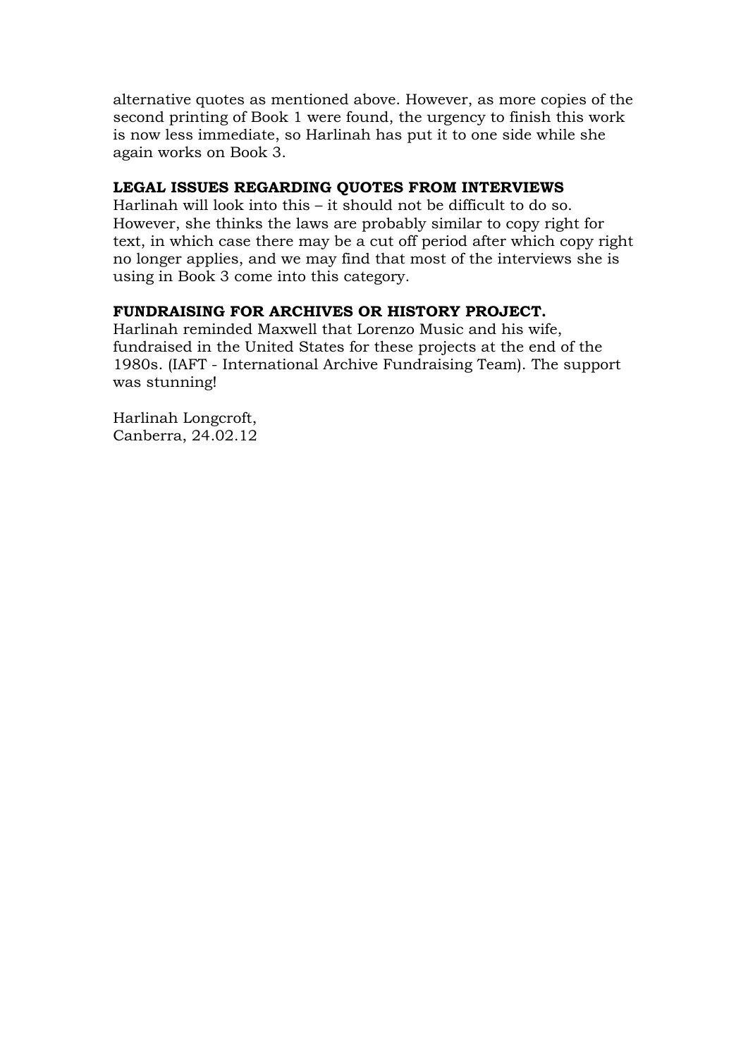alternative quotes as mentioned above. However, as more copies of the second printing of Book 1 were found, the urgency to finish this work is now less immediate, so Harlinah has put it to one side while she again works on Book 3.

**LEGAL ISSUES REGARDING QUOTES FROM INTERVIEWS**

Harlinah will look into this – it should not be difficult to do so. However, she thinks the laws are probably similar to copy right for text, in which case there may be a cut off period after which copy right no longer applies, and we may find that most of the interviews she is using in Book 3 come into this category.

**FUNDRAISING FOR ARCHIVES OR HISTORY PROJECT.**

Harlinah reminded Maxwell that Lorenzo Music and his wife, fundraised in the United States for these projects at the end of the 1980s. (IAFT - International Archive Fundraising Team). The support was stunning!

Harlinah Longcroft,
Canberra, 24.02.12